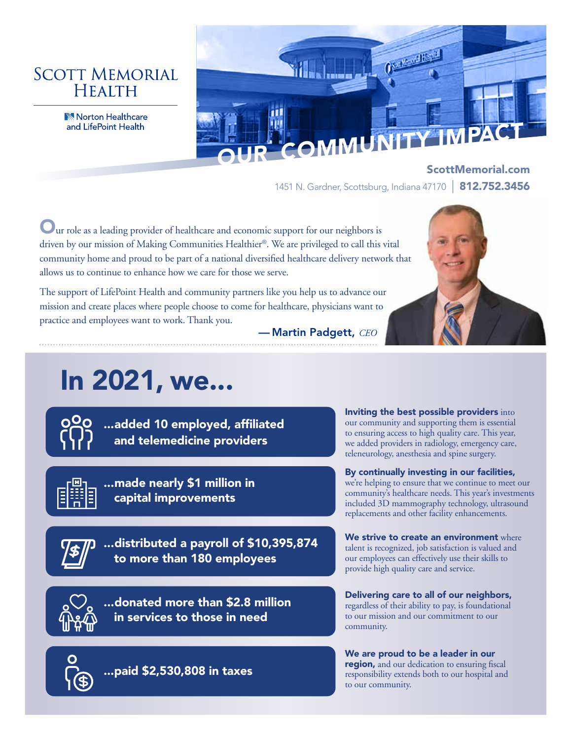# SCOTT MEMORIAL HEALTH

Norton Healthcare and LifePoint Health

## OUR COMMUNITY IMPACT

**ScottMemorial.com**

1451 N. Gardner, Scottsburg, Indiana 47170 | **812.752.3456**

Our role as a leading provider of healthcare and economic support for our neighbors is driven by our mission of Making Communities Healthier®. We are privileged to call this vital community home and proud to be part of a national diversified healthcare delivery network that allows us to continue to enhance how we care for those we serve.

The support of LifePoint Health and community partners like you help us to advance our mission and create places where people choose to come for healthcare, physicians want to practice and employees want to work. Thank you.

— **Martin Padgett**, *CEO*

# In 2021, we...

**...added 10 employed, affiliated and telemedicine providers**

**Inviting the best possible providers** into our community and supporting them is essential to ensuring access to high quality care. This year, we added providers in radiology, emergency care, teleneurology, anesthesia and spine surgery.

**...made nearly $1 million in capital improvements**

**By continually investing in our facilities,** we're helping to ensure that we continue to meet our community's healthcare needs. This year's investments included 3D mammography technology, ultrasound replacements and other facility enhancements.

**...distributed a payroll of $10,395,874 to more than 180 employees**

**We strive to create an environment** where talent is recognized, job satisfaction is valued and our employees can effectively use their skills to provide high quality care and service.

**...donated more than $2.8 million in services to those in need**

**Delivering care to all of our neighbors,** regardless of their ability to pay, is foundational to our mission and our commitment to our community.

**...paid $2,530,808 in taxes**

**We are proud to be a leader in our region,** and our dedication to ensuring fiscal responsibility extends both to our hospital and to our community.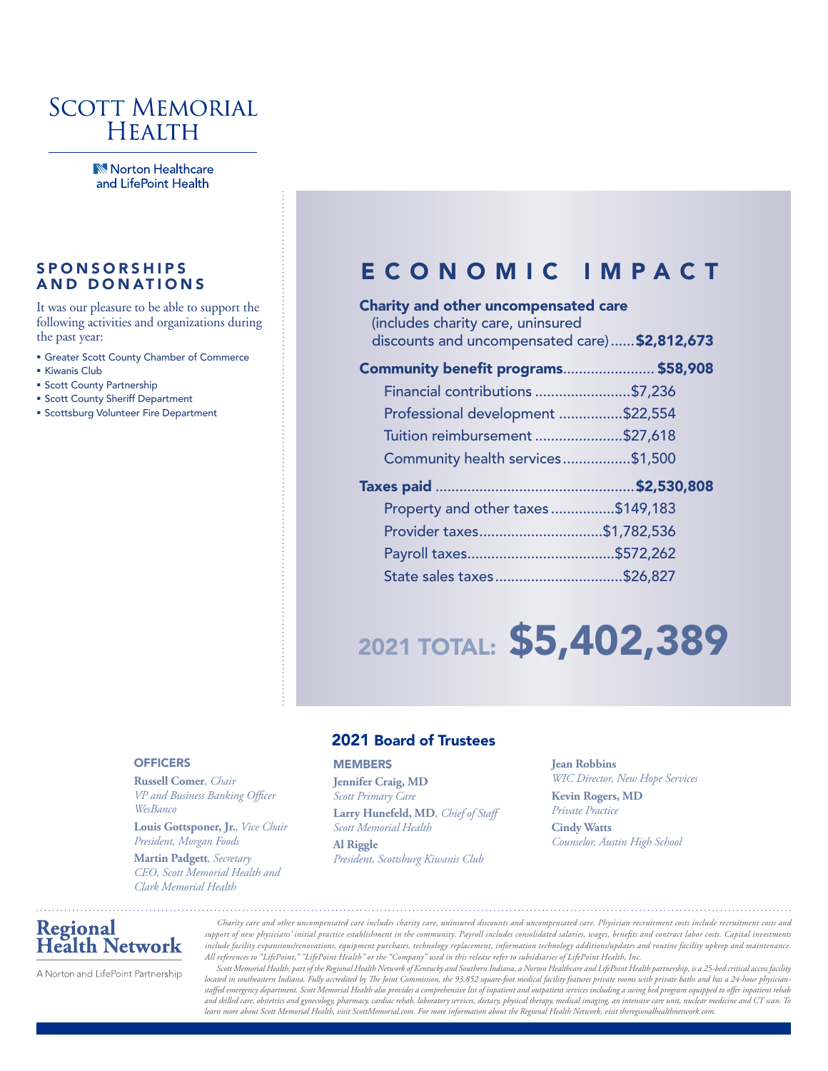# Scott Memorial Health

Norton Healthcare and LifePoint Health

## SPONSORSHIPS AND DONATIONS

It was our pleasure to be able to support the following activities and organizations during the past year:

- Greater Scott County Chamber of Commerce
- Kiwanis Club
- Scott County Partnership
- Scott County Sheriff Department
- Scottsburg Volunteer Fire Department

## ECONOMIC IMPACT

**Charity and other uncompensated care** (includes charity care, uninsured discounts and uncompensated care)...... **$2,812,673**

**Community benefit programs**...................... **$58,908**

- Financial contributions ........................$7,236
- Professional development ................$22,554
- Tuition reimbursement ......................$27,618
- Community health services.................$1,500

**Taxes paid** ................................................. **$2,530,808**

- Property and other taxes ................$149,183
- Provider taxes..............................$1,782,536
- Payroll taxes....................................$572,262
- State sales taxes ...............................$26,827

**2021 TOTAL: $5,402,389**

## 2021 Board of Trustees

### OFFICERS

**Russell Comer**, *Chair*
*VP and Business Banking Officer WesBanco*

**Louis Gottsponer, Jr.**, *Vice Chair*
*President, Morgan Foods*

**Martin Padgett**, *Secretary*
*CEO, Scott Memorial Health and Clark Memorial Health*

### MEMBERS

**Jennifer Craig, MD**
*Scott Primary Care*

**Larry Hunefeld, MD**, *Chief of Staff*
*Scott Memorial Health*

**Al Riggle**
*President, Scottsburg Kiwanis Club*

**Jean Robbins**
*WIC Director, New Hope Services*

**Kevin Rogers, MD**
*Private Practice*

**Cindy Watts**
*Counselor, Austin High School*

**Regional Health Network**
A Norton and LifePoint Partnership

*Charity care and other uncompensated care includes charity care, uninsured discounts and uncompensated care. Physician recruitment costs include recruitment costs and support of new physicians' initial practice establishment in the community. Payroll includes consolidated salaries, wages, benefits and contract labor costs. Capital investments include facility expansions/renovations, equipment purchases, technology replacement, information technology additions/updates and routine facility upkeep and maintenance. All references to "LifePoint," "LifePoint Health" or the "Company" used in this release refer to subsidiaries of LifePoint Health, Inc.*

*Scott Memorial Health, part of the Regional Health Network of Kentucky and Southern Indiana, a Norton Healthcare and LifePoint Health partnership, is a 25-bed critical access facility located in southeastern Indiana. Fully accredited by The Joint Commission, the 93,852 square-foot medical facility features private rooms with private baths and has a 24-hour physician-staffed emergency department. Scott Memorial Health also provides a comprehensive list of inpatient and outpatient services including a swing bed program equipped to offer inpatient rehab and skilled care, obstetrics and gynecology, pharmacy, cardiac rehab, laboratory services, dietary, physical therapy, medical imaging, an intensive care unit, nuclear medicine and CT scan. To learn more about Scott Memorial Health, visit ScottMemorial.com. For more information about the Regional Health Network, visit theregionalhealthnetwork.com.*